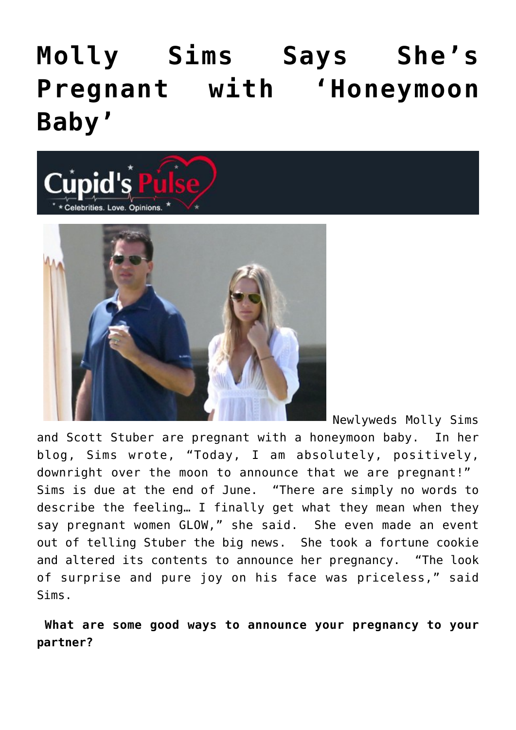# Molly Sims Says She's Pregnant with 'Honeymoon Baby'

Newlyweds Molly Sims and Scott Stuber are pregnant with a honeymoon baby. In her blog, Sims wrote, "Today, I am absolutely, positively, downright over the moon to announce that we are pregnant!" Sims is due at the end of June. "There are simply no words to describe the feeling… I finally get what they mean when they say pregnant women GLOW," she said. She even made an event out of telling Stuber the big news. She took a fortune cookie and altered its contents to announce her pregnancy. "The look of surprise and pure joy on his face was priceless," said Sims.

**What are some good ways to announce your pregnancy to your partner?**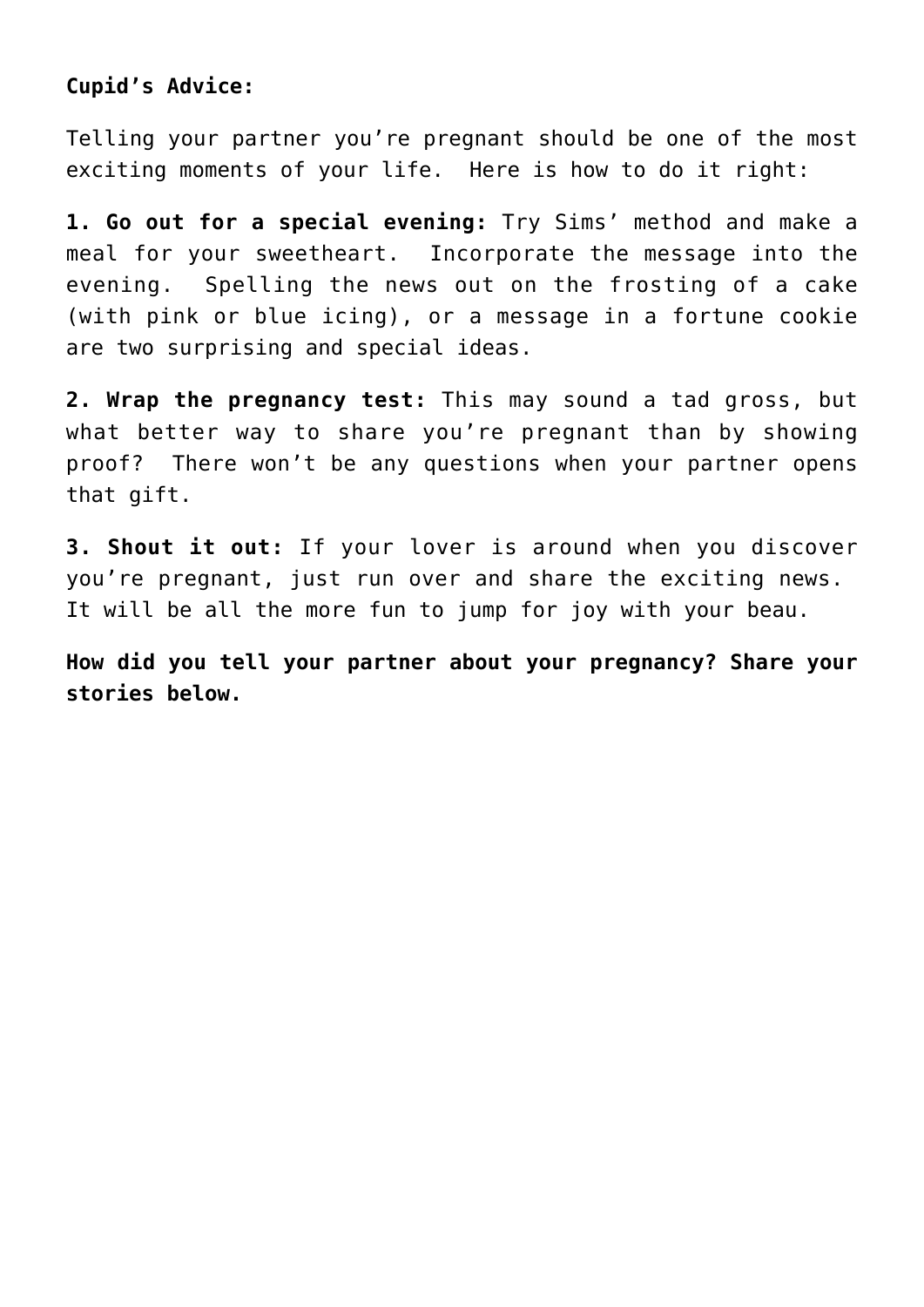**Cupid's Advice:**

Telling your partner you're pregnant should be one of the most exciting moments of your life. Here is how to do it right:

**1. Go out for a special evening:** Try Sims' method and make a meal for your sweetheart. Incorporate the message into the evening. Spelling the news out on the frosting of a cake (with pink or blue icing), or a message in a fortune cookie are two surprising and special ideas.

**2. Wrap the pregnancy test:** This may sound a tad gross, but what better way to share you're pregnant than by showing proof? There won't be any questions when your partner opens that gift.

**3. Shout it out:** If your lover is around when you discover you're pregnant, just run over and share the exciting news. It will be all the more fun to jump for joy with your beau.

**How did you tell your partner about your pregnancy? Share your stories below.**